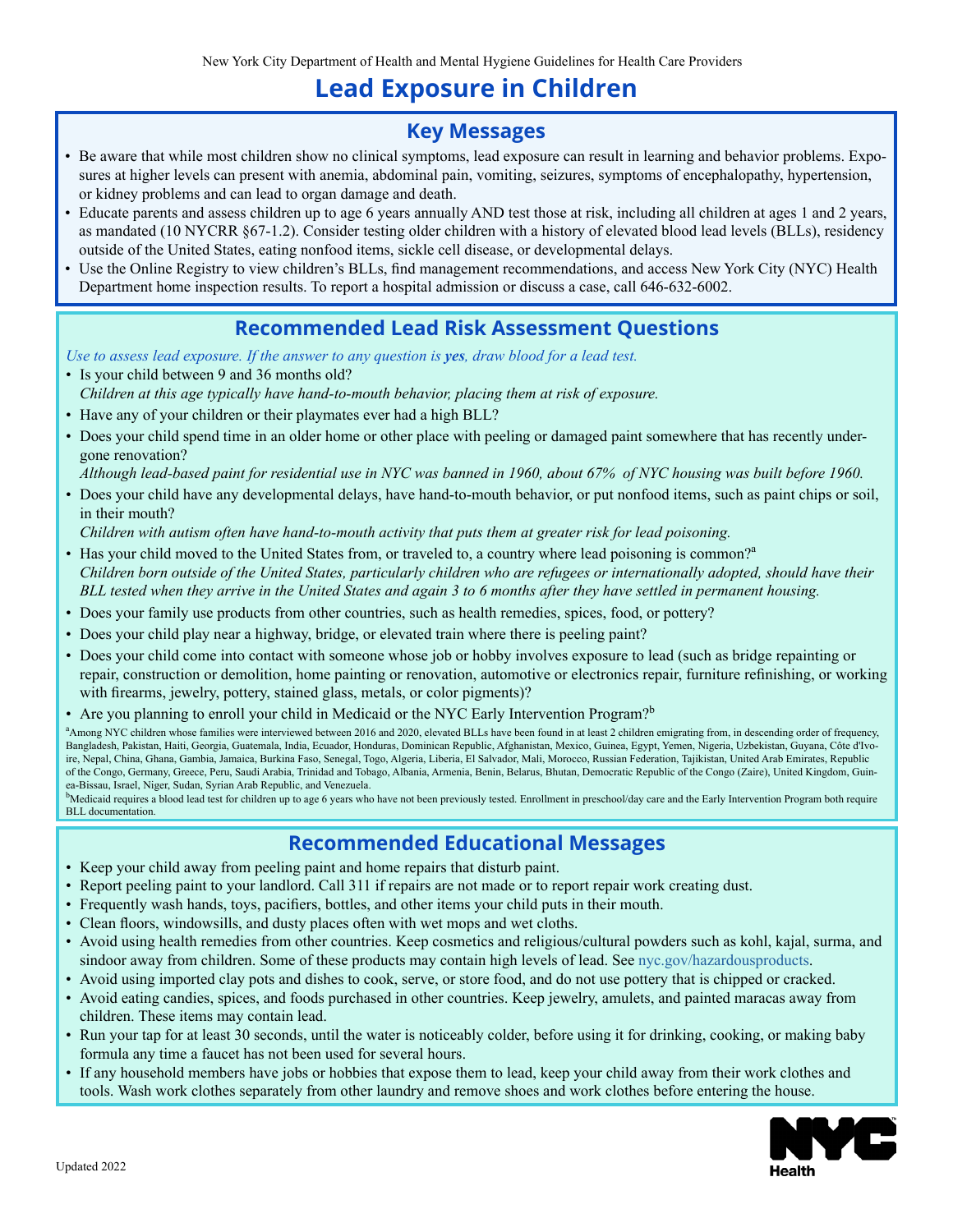New York City Department of Health and Mental Hygiene Guidelines for Health Care Providers

# Lead Exposure in Children

## Key Messages

- Be aware that while most children show no clinical symptoms, lead exposure can result in learning and behavior problems. Exposures at higher levels can present with anemia, abdominal pain, vomiting, seizures, symptoms of encephalopathy, hypertension, or kidney problems and can lead to organ damage and death.
- Educate parents and assess children up to age 6 years annually AND test those at risk, including all children at ages 1 and 2 years, as mandated (10 NYCRR §67-1.2). Consider testing older children with a history of elevated blood lead levels (BLLs), residency outside of the United States, eating nonfood items, sickle cell disease, or developmental delays.
- Use the Online Registry to view children's BLLs, find management recommendations, and access New York City (NYC) Health Department home inspection results. To report a hospital admission or discuss a case, call 646-632-6002.

## Recommended Lead Risk Assessment Questions

*Use to assess lead exposure. If the answer to any question is **yes**, draw blood for a lead test.*

- Is your child between 9 and 36 months old?
  *Children at this age typically have hand-to-mouth behavior, placing them at risk of exposure.*
- Have any of your children or their playmates ever had a high BLL?
- Does your child spend time in an older home or other place with peeling or damaged paint somewhere that has recently undergone renovation?
  *Although lead-based paint for residential use in NYC was banned in 1960, about 67% of NYC housing was built before 1960.*
- Does your child have any developmental delays, have hand-to-mouth behavior, or put nonfood items, such as paint chips or soil, in their mouth?
  *Children with autism often have hand-to-mouth activity that puts them at greater risk for lead poisoning.*
- Has your child moved to the United States from, or traveled to, a country where lead poisoning is common?[a]
  *Children born outside of the United States, particularly children who are refugees or internationally adopted, should have their BLL tested when they arrive in the United States and again 3 to 6 months after they have settled in permanent housing.*
- Does your family use products from other countries, such as health remedies, spices, food, or pottery?
- Does your child play near a highway, bridge, or elevated train where there is peeling paint?
- Does your child come into contact with someone whose job or hobby involves exposure to lead (such as bridge repainting or repair, construction or demolition, home painting or renovation, automotive or electronics repair, furniture refinishing, or working with firearms, jewelry, pottery, stained glass, metals, or color pigments)?
- Are you planning to enroll your child in Medicaid or the NYC Early Intervention Program?[b]

[a]Among NYC children whose families were interviewed between 2016 and 2020, elevated BLLs have been found in at least 2 children emigrating from, in descending order of frequency, Bangladesh, Pakistan, Haiti, Georgia, Guatemala, India, Ecuador, Honduras, Dominican Republic, Afghanistan, Mexico, Guinea, Egypt, Yemen, Nigeria, Uzbekistan, Guyana, Côte d'Ivoire, Nepal, China, Ghana, Gambia, Jamaica, Burkina Faso, Senegal, Togo, Algeria, Liberia, El Salvador, Mali, Morocco, Russian Federation, Tajikistan, United Arab Emirates, Republic of the Congo, Germany, Greece, Peru, Saudi Arabia, Trinidad and Tobago, Albania, Armenia, Benin, Belarus, Bhutan, Democratic Republic of the Congo (Zaire), United Kingdom, Guinea-Bissau, Israel, Niger, Sudan, Syrian Arab Republic, and Venezuela.

[b]Medicaid requires a blood lead test for children up to age 6 years who have not been previously tested. Enrollment in preschool/day care and the Early Intervention Program both require BLL documentation.

## Recommended Educational Messages

- Keep your child away from peeling paint and home repairs that disturb paint.
- Report peeling paint to your landlord. Call 311 if repairs are not made or to report repair work creating dust.
- Frequently wash hands, toys, pacifiers, bottles, and other items your child puts in their mouth.
- Clean floors, windowsills, and dusty places often with wet mops and wet cloths.
- Avoid using health remedies from other countries. Keep cosmetics and religious/cultural powders such as kohl, kajal, surma, and sindoor away from children. Some of these products may contain high levels of lead. See nyc.gov/hazardousproducts.
- Avoid using imported clay pots and dishes to cook, serve, or store food, and do not use pottery that is chipped or cracked.
- Avoid eating candies, spices, and foods purchased in other countries. Keep jewelry, amulets, and painted maracas away from children. These items may contain lead.
- Run your tap for at least 30 seconds, until the water is noticeably colder, before using it for drinking, cooking, or making baby formula any time a faucet has not been used for several hours.
- If any household members have jobs or hobbies that expose them to lead, keep your child away from their work clothes and tools. Wash work clothes separately from other laundry and remove shoes and work clothes before entering the house.

Updated 2022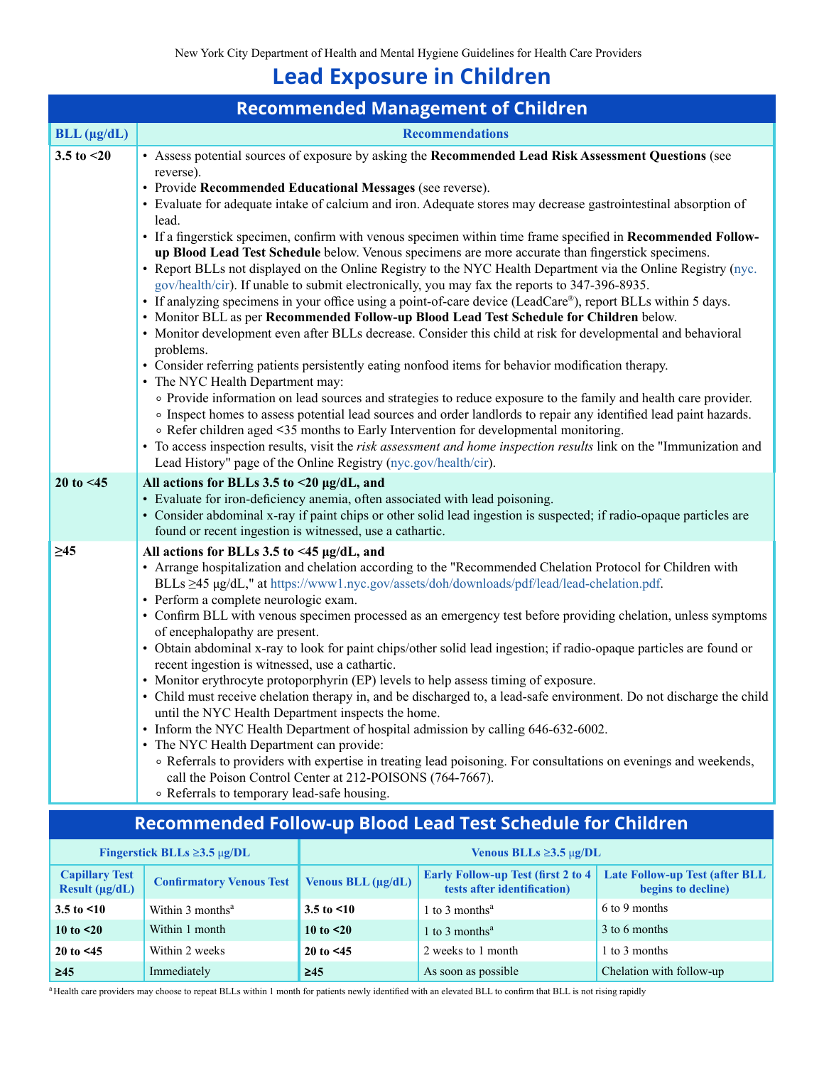New York City Department of Health and Mental Hygiene Guidelines for Health Care Providers

# Lead Exposure in Children

## Recommended Management of Children

| BLL (µg/dL) | Recommendations |
|---|---|
| **3.5 to <20** | • Assess potential sources of exposure by asking the **Recommended Lead Risk Assessment Questions** (see reverse).<br>• Provide **Recommended Educational Messages** (see reverse).<br>• Evaluate for adequate intake of calcium and iron. Adequate stores may decrease gastrointestinal absorption of lead.<br>• If a fingerstick specimen, confirm with venous specimen within time frame specified in **Recommended Follow-up Blood Lead Test Schedule** below. Venous specimens are more accurate than fingerstick specimens.<br>• Report BLLs not displayed on the Online Registry to the NYC Health Department via the Online Registry (nyc.gov/health/cir). If unable to submit electronically, you may fax the reports to 347-396-8935.<br>• If analyzing specimens in your office using a point-of-care device (LeadCare®), report BLLs within 5 days.<br>• Monitor BLL as per **Recommended Follow-up Blood Lead Test Schedule for Children** below.<br>• Monitor development even after BLLs decrease. Consider this child at risk for developmental and behavioral problems.<br>• Consider referring patients persistently eating nonfood items for behavior modification therapy.<br>• The NYC Health Department may:<br>  ◦ Provide information on lead sources and strategies to reduce exposure to the family and health care provider.<br>  ◦ Inspect homes to assess potential lead sources and order landlords to repair any identified lead paint hazards.<br>  ◦ Refer children aged <35 months to Early Intervention for developmental monitoring.<br>• To access inspection results, visit the *risk assessment and home inspection results* link on the "Immunization and Lead History" page of the Online Registry (nyc.gov/health/cir). |
| **20 to <45** | **All actions for BLLs 3.5 to <20 µg/dL, and**<br>• Evaluate for iron-deficiency anemia, often associated with lead poisoning.<br>• Consider abdominal x-ray if paint chips or other solid lead ingestion is suspected; if radio-opaque particles are found or recent ingestion is witnessed, use a cathartic. |
| **≥45** | **All actions for BLLs 3.5 to <45 µg/dL, and**<br>• Arrange hospitalization and chelation according to the "Recommended Chelation Protocol for Children with BLLs ≥45 µg/dL," at https://www1.nyc.gov/assets/doh/downloads/pdf/lead/lead-chelation.pdf.<br>• Perform a complete neurologic exam.<br>• Confirm BLL with venous specimen processed as an emergency test before providing chelation, unless symptoms of encephalopathy are present.<br>• Obtain abdominal x-ray to look for paint chips/other solid lead ingestion; if radio-opaque particles are found or recent ingestion is witnessed, use a cathartic.<br>• Monitor erythrocyte protoporphyrin (EP) levels to help assess timing of exposure.<br>• Child must receive chelation therapy in, and be discharged to, a lead-safe environment. Do not discharge the child until the NYC Health Department inspects the home.<br>• Inform the NYC Health Department of hospital admission by calling 646-632-6002.<br>• The NYC Health Department can provide:<br>  ◦ Referrals to providers with expertise in treating lead poisoning. For consultations on evenings and weekends, call the Poison Control Center at 212-POISONS (764-7667).<br>  ◦ Referrals to temporary lead-safe housing. |

## Recommended Follow-up Blood Lead Test Schedule for Children

| Fingerstick BLLs ≥3.5 µg/DL | | Venous BLLs ≥3.5 µg/DL | | |
|---|---|---|---|---|
| **Capillary Test Result (µg/dL)** | **Confirmatory Venous Test** | **Venous BLL (µg/dL)** | **Early Follow-up Test (first 2 to 4 tests after identification)** | **Late Follow-up Test (after BLL begins to decline)** |
| **3.5 to <10** | Within 3 months[a] | **3.5 to <10** | 1 to 3 months[a] | 6 to 9 months |
| **10 to <20** | Within 1 month | **10 to <20** | 1 to 3 months[a] | 3 to 6 months |
| **20 to <45** | Within 2 weeks | **20 to <45** | 2 weeks to 1 month | 1 to 3 months |
| **≥45** | Immediately | **≥45** | As soon as possible | Chelation with follow-up |

[a] Health care providers may choose to repeat BLLs within 1 month for patients newly identified with an elevated BLL to confirm that BLL is not rising rapidly